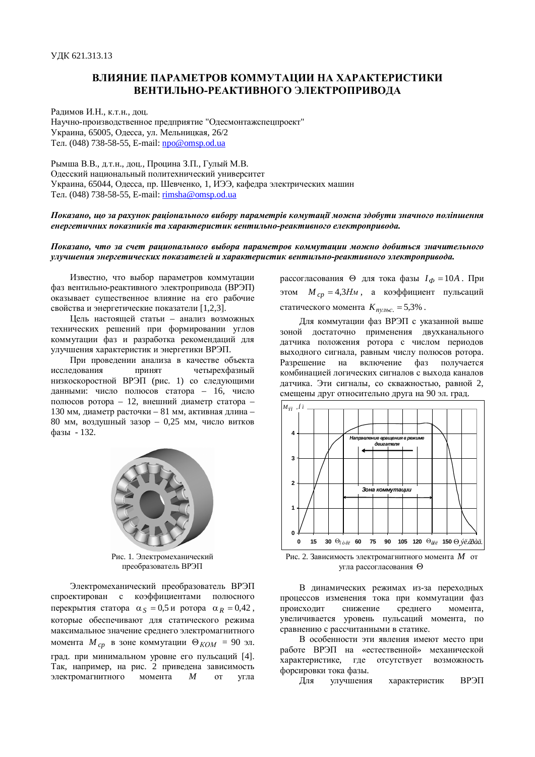УДК 621.313.13

# ВЛИЯНИЕ ПАРАМЕТРОВ КОММУТАЦИИ НА ХАРАКТЕРИСТИКИ ВЕНТИЛЬНО-РЕАКТИВНОГО ЭЛЕКТРОПРИВОДА

Радимов И.Н., к.т.н., доц.
Научно-производственное предприятие "Одесмонтажспецпроект"
Украина, 65005, Одесса, ул. Мельницкая, 26/2
Тел. (048) 738-58-55, E-mail: npo@omsp.od.ua

Рымша В.В., д.т.н., доц., Процина З.П., Гулый М.В.
Одесский национальный политехнический университет
Украина, 65044, Одесса, пр. Шевченко, 1, ИЭЭ, кафедра электрических машин
Тел. (048) 738-58-55, E-mail: rimsha@omsp.od.ua

***Показано, що за рахунок раціонального вибору параметрів комутації можна здобути значного поліпшення енергетичних показників та характеристик вентильно-реактивного електроприводу.***

***Показано, что за счет рационального выбора параметров коммутации можно добиться значительного улучшения энергетических показателей и характеристик вентильно-реактивного электропривода.***

Известно, что выбор параметров коммутации фаз вентильно-реактивного электропривода (ВРЭП) оказывает существенное влияние на его рабочие свойства и энергетические показатели [1,2,3].

Цель настоящей статьи – анализ возможных технических решений при формировании углов коммутации фаз и разработка рекомендаций для улучшения характеристик и энергетики ВРЭП.

При проведении анализа в качестве объекта исследования принят четырехфазный низкоскоростной ВРЭП (рис. 1) со следующими данными: число полюсов статора – 16, число полюсов ротора – 12, внешний диаметр статора – 130 мм, диаметр расточки – 81 мм, активная длина – 80 мм, воздушный зазор – 0,25 мм, число витков фазы - 132.

Рис. 1. Электромеханический преобразователь ВРЭП

Электромеханический преобразователь ВРЭП спроектирован с коэффициентами полюсного перекрытия статора $\alpha_S = 0{,}5$ и ротора $\alpha_R = 0{,}42$, которые обеспечивают для статического режима максимальное значение среднего электромагнитного момента $M_{cp}$ в зоне коммутации $\Theta_{KOM}$ = 90 эл. град. при минимальном уровне его пульсаций [4]. Так, например, на рис. 2 приведена зависимость электромагнитного момента $M$ от угла рассогласования $\Theta$ для тока фазы $I_\Phi = 10A$. При этом $M_{cp} = 4{,}3Нм$, а коэффициент пульсаций статического момента $K_{пульс.} = 5{,}3\%$.

Для коммутации фаз ВРЭП с указанной выше зоной достаточно применения двухканального датчика положения ротора с числом периодов выходного сигнала, равным числу полюсов ротора. Разрешение на включение фаз получается комбинацией логических сигналов с выхода каналов датчика. Эти сигналы, со скважностью, равной 2, смещены друг относительно друга на 90 эл. град.

Рис. 2. Зависимость электромагнитного момента $M$ от угла рассогласования $\Theta$

В динамических режимах из-за переходных процессов изменения тока при коммутации фаз происходит снижение среднего момента, увеличивается уровень пульсаций момента, по сравнению с рассчитанными в статике.

В особенности эти явления имеют место при работе ВРЭП на «естественной» механической характеристике, где отсутствует возможность форсировки тока фазы.

Для улучшения характеристик ВРЭП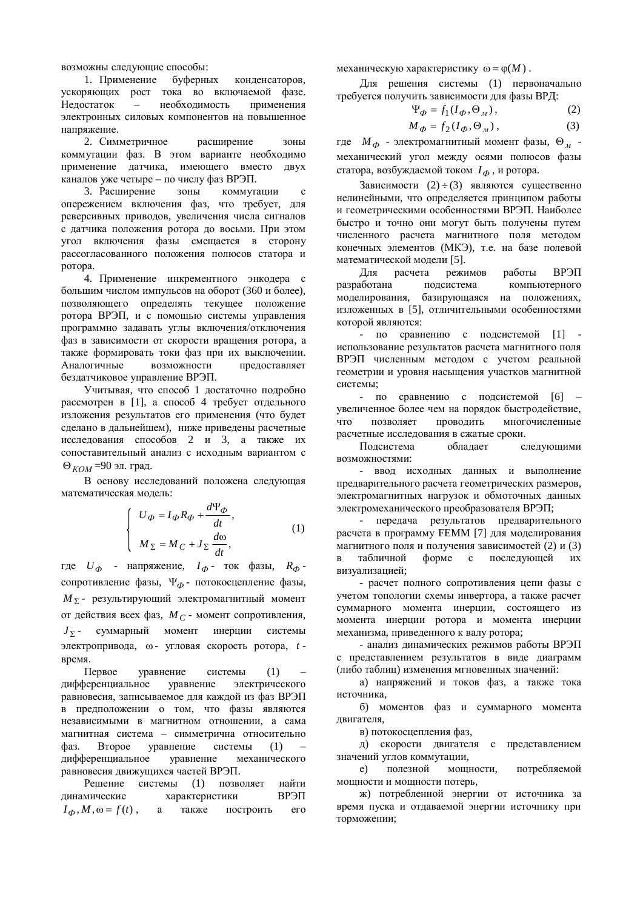возможны следующие способы:

1. Применение буферных конденсаторов, ускоряющих рост тока во включаемой фазе. Недостаток – необходимость применения электронных силовых компонентов на повышенное напряжение.

2. Симметричное расширение зоны коммутации фаз. В этом варианте необходимо применение датчика, имеющего вместо двух каналов уже четыре – по числу фаз ВРЭП.

3. Расширение зоны коммутации с опережением включения фаз, что требует, для реверсивных приводов, увеличения числа сигналов с датчика положения ротора до восьми. При этом угол включения фазы смещается в сторону рассогласованного положения полюсов статора и ротора.

4. Применение инкрементного энкодера с большим числом импульсов на оборот (360 и более), позволяющего определять текущее положение ротора ВРЭП, и с помощью системы управления программно задавать углы включения/отключения фаз в зависимости от скорости вращения ротора, а также формировать токи фаз при их выключении. Аналогичные возможности предоставляет бездатчиковое управление ВРЭП.

Учитывая, что способ 1 достаточно подробно рассмотрен в [1], а способ 4 требует отдельного изложения результатов его применения (что будет сделано в дальнейшем), ниже приведены расчетные исследования способов 2 и 3, а также их сопоставительный анализ с исходным вариантом с $\Theta_{КОМ}$=90 эл. град.

В основу исследований положена следующая математическая модель:

$$\begin{cases} U_Ф = I_Ф R_Ф + \dfrac{d\Psi_Ф}{dt}, \\ M_\Sigma = M_C + J_\Sigma \dfrac{d\omega}{dt}, \end{cases} \qquad (1)$$

где $U_Ф$ - напряжение, $I_Ф$ - ток фазы, $R_Ф$ - сопротивление фазы, $\Psi_Ф$ - потокосцепление фазы, $M_\Sigma$ - результирующий электромагнитный момент от действия всех фаз, $M_C$ - момент сопротивления, $J_\Sigma$ - суммарный момент инерции системы электропривода, $\omega$ - угловая скорость ротора, $t$ - время.

Первое уравнение системы (1) – дифференциальное уравнение электрического равновесия, записываемое для каждой из фаз ВРЭП в предположении о том, что фазы являются независимыми в магнитном отношении, а сама магнитная система – симметрична относительно фаз. Второе уравнение системы (1) – дифференциальное уравнение механического равновесия движущихся частей ВРЭП.

Решение системы (1) позволяет найти динамические характеристики ВРЭП $I_Ф, M, \omega = f(t)$, а также построить его механическую характеристику $\omega = \varphi(M)$.

Для решения системы (1) первоначально требуется получить зависимости для фазы ВРД:

$$\Psi_Ф = f_1(I_Ф, \Theta_м), \qquad (2)$$

$$M_Ф = f_2(I_Ф, \Theta_м), \qquad (3)$$

где $M_Ф$ - электромагнитный момент фазы, $\Theta_м$ - механический угол между осями полюсов фазы статора, возбуждаемой током $I_Ф$, и ротора.

Зависимости $(2) \div (3)$ являются существенно нелинейными, что определяется принципом работы и геометрическими особенностями ВРЭП. Наиболее быстро и точно они могут быть получены путем численного расчета магнитного поля методом конечных элементов (МКЭ), т.е. на базе полевой математической модели [5].

Для расчета режимов работы ВРЭП разработана подсистема компьютерного моделирования, базирующаяся на положениях, изложенных в [5], отличительными особенностями которой являются:

- по сравнению с подсистемой [1] - использование результатов расчета магнитного поля ВРЭП численным методом с учетом реальной геометрии и уровня насыщения участков магнитной системы;
- по сравнению с подсистемой [6] – увеличенное более чем на порядок быстродействие, что позволяет проводить многочисленные расчетные исследования в сжатые сроки.

Подсистема обладает следующими возможностями:

- ввод исходных данных и выполнение предварительного расчета геометрических размеров, электромагнитных нагрузок и обмоточных данных электромеханического преобразователя ВРЭП;
- передача результатов предварительного расчета в программу FEMM [7] для моделирования магнитного поля и получения зависимостей (2) и (3) в табличной форме с последующей их визуализацией;
- расчет полного сопротивления цепи фазы с учетом топологии схемы инвертора, а также расчет суммарного момента инерции, состоящего из момента инерции ротора и момента инерции механизма, приведенного к валу ротора;
- анализ динамических режимов работы ВРЭП с представлением результатов в виде диаграмм (либо таблиц) изменения мгновенных значений:

а) напряжений и токов фаз, а также тока источника,

б) моментов фаз и суммарного момента двигателя,

в) потокосцепления фаз,

д) скорости двигателя с представлением значений углов коммутации,

е) полезной мощности, потребляемой мощности и мощности потерь,

ж) потребленной энергии от источника за время пуска и отдаваемой энергии источнику при торможении;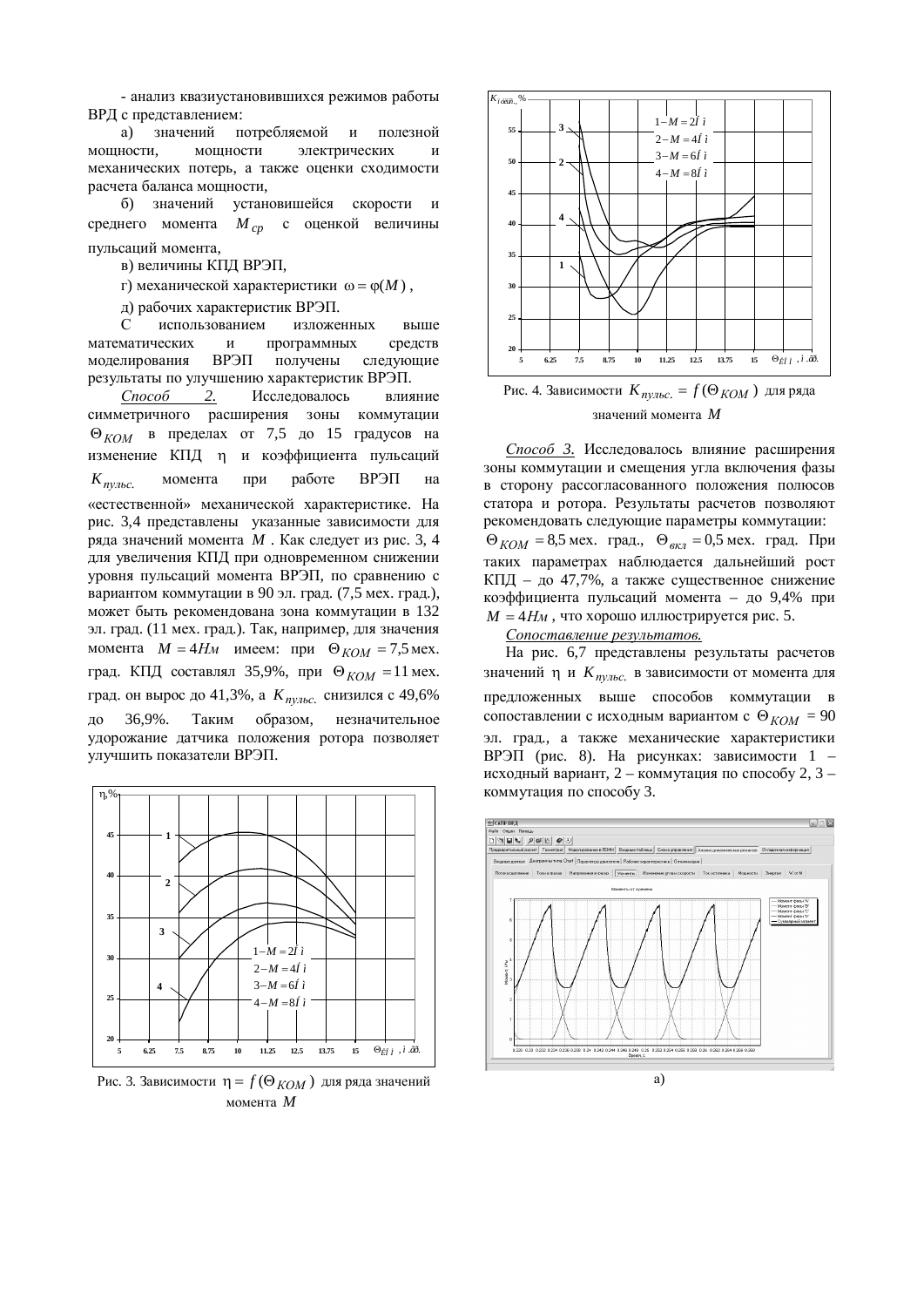- анализ квазиустановившихся режимов работы ВРД с представлением:

а) значений потребляемой и полезной мощности, мощности электрических и механических потерь, а также оценки сходимости расчета баланса мощности,

б) значений установившейся скорости и среднего момента $M_{cp}$ с оценкой величины пульсаций момента,

в) величины КПД ВРЭП,

г) механической характеристики $\omega = \varphi(M)$,

д) рабочих характеристик ВРЭП.

С использованием изложенных выше математических и программных средств моделирования ВРЭП получены следующие результаты по улучшению характеристик ВРЭП.

*Способ 2.* Исследовалось влияние симметричного расширения зоны коммутации $\Theta_{KOM}$ в пределах от 7,5 до 15 градусов на изменение КПД $\eta$ и коэффициента пульсаций $K_{пульс.}$ момента при работе ВРЭП на «естественной» механической характеристике. На рис. 3,4 представлены указанные зависимости для ряда значений момента $M$. Как следует из рис. 3, 4 для увеличения КПД при одновременном снижении уровня пульсаций момента ВРЭП, по сравнению с вариантом коммутации в 90 эл. град. (7,5 мех. град.), может быть рекомендована зона коммутации в 132 эл. град. (11 мех. град.). Так, например, для значения момента $M = 4Нм$ имеем: при $\Theta_{KOM} = 7{,}5$ мех. град. КПД составлял 35,9%, при $\Theta_{KOM} = 11$ мех. град. он вырос до 41,3%, а $K_{пульс.}$ снизился с 49,6% до 36,9%. Таким образом, незначительное удорожание датчика положения ротора позволяет улучшить показатели ВРЭП.

Рис. 3. Зависимости $\eta = f(\Theta_{KOM})$ для ряда значений момента $M$

Рис. 4. Зависимости $K_{пульс.} = f(\Theta_{KOM})$ для ряда значений момента $M$

*Способ 3.* Исследовалось влияние расширения зоны коммутации и смещения угла включения фазы в сторону рассогласованного положения полюсов статора и ротора. Результаты расчетов позволяют рекомендовать следующие параметры коммутации: $\Theta_{KOM} = 8{,}5$ мех. град., $\Theta_{вкл} = 0{,}5$ мех. град. При таких параметрах наблюдается дальнейший рост КПД – до 47,7%, а также существенное снижение коэффициента пульсаций момента – до 9,4% при $M = 4Нм$, что хорошо иллюстрируется рис. 5.

<u>Сопоставление результатов.</u>

На рис. 6,7 представлены результаты расчетов значений $\eta$ и $K_{пульс.}$ в зависимости от момента для предложенных выше способов коммутации в сопоставлении с исходным вариантом с $\Theta_{KOM} = 90$ эл. град., а также механические характеристики ВРЭП (рис. 8). На рисунках: зависимости 1 – исходный вариант, 2 – коммутация по способу 2, 3 – коммутация по способу 3.

а)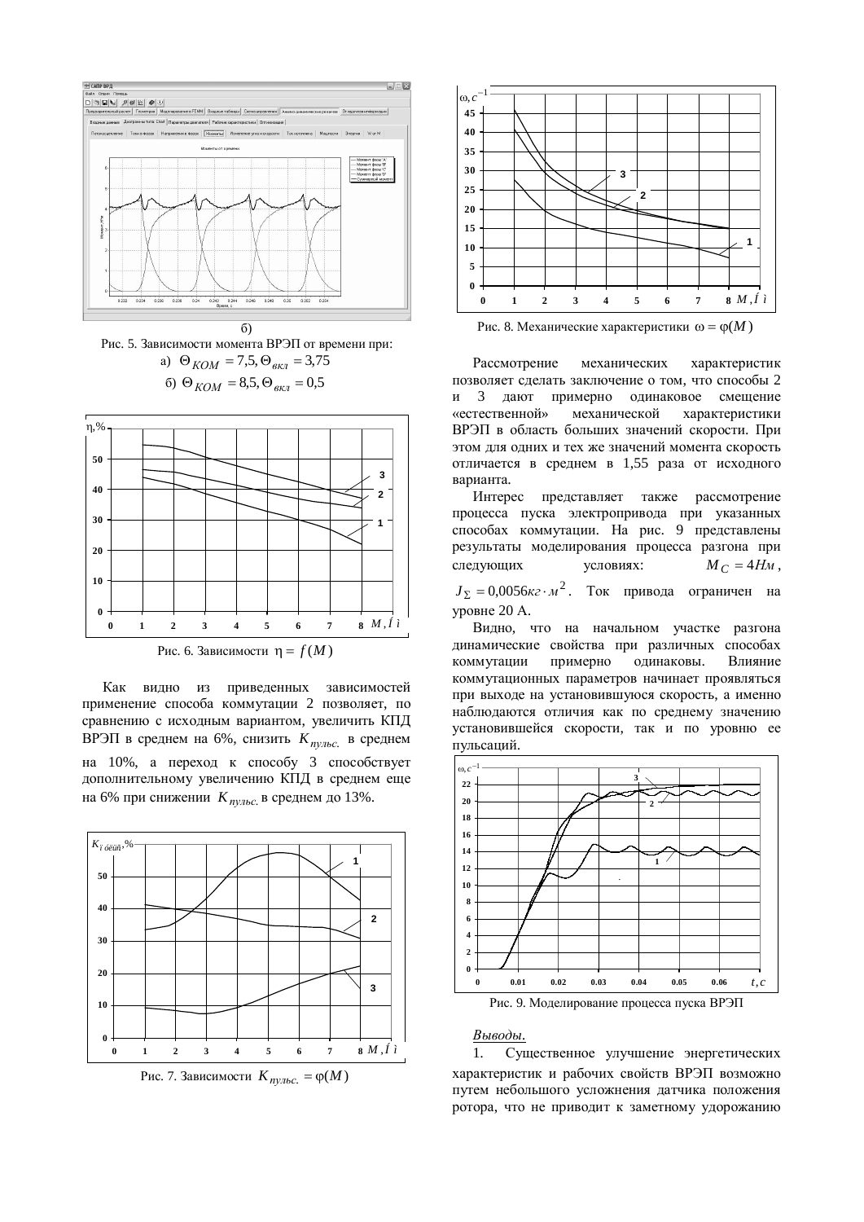б)

Рис. 5. Зависимости момента ВРЭП от времени при:

а) $\Theta_{КОМ} = 7{,}5, \Theta_{вкл} = 3{,}75$

б) $\Theta_{КОМ} = 8{,}5, \Theta_{вкл} = 0{,}5$

Рис. 6. Зависимости $\eta = f(M)$

Как видно из приведенных зависимостей применение способа коммутации 2 позволяет, по сравнению с исходным вариантом, увеличить КПД ВРЭП в среднем на 6%, снизить $K_{пульс.}$ в среднем на 10%, а переход к способу 3 способствует дополнительному увеличению КПД в среднем еще на 6% при снижении $K_{пульс.}$ в среднем до 13%.

Рис. 7. Зависимости $K_{пульс.} = \varphi(M)$

Рис. 8. Механические характеристики $\omega = \varphi(M)$

Рассмотрение механических характеристик позволяет сделать заключение о том, что способы 2 и 3 дают примерно одинаковое смещение «естественной» механической характеристики ВРЭП в область больших значений скорости. При этом для одних и тех же значений момента скорость отличается в среднем в 1,55 раза от исходного варианта.

Интерес представляет также рассмотрение процесса пуска электропривода при указанных способах коммутации. На рис. 9 представлены результаты моделирования процесса разгона при следующих условиях: $M_C = 4Нм$, $J_{\Sigma} = 0{,}0056 кг \cdot м^2$. Ток привода ограничен на уровне 20 А.

Видно, что на начальном участке разгона динамические свойства при различных способах коммутации примерно одинаковы. Влияние коммутационных параметров начинает проявляться при выходе на установившуюся скорость, а именно наблюдаются отличия как по среднему значению установившейся скорости, так и по уровню ее пульсаций.

Рис. 9. Моделирование процесса пуска ВРЭП

*Выводы.*

1. Существенное улучшение энергетических характеристик и рабочих свойств ВРЭП возможно путем небольшого усложнения датчика положения ротора, что не приводит к заметному удорожанию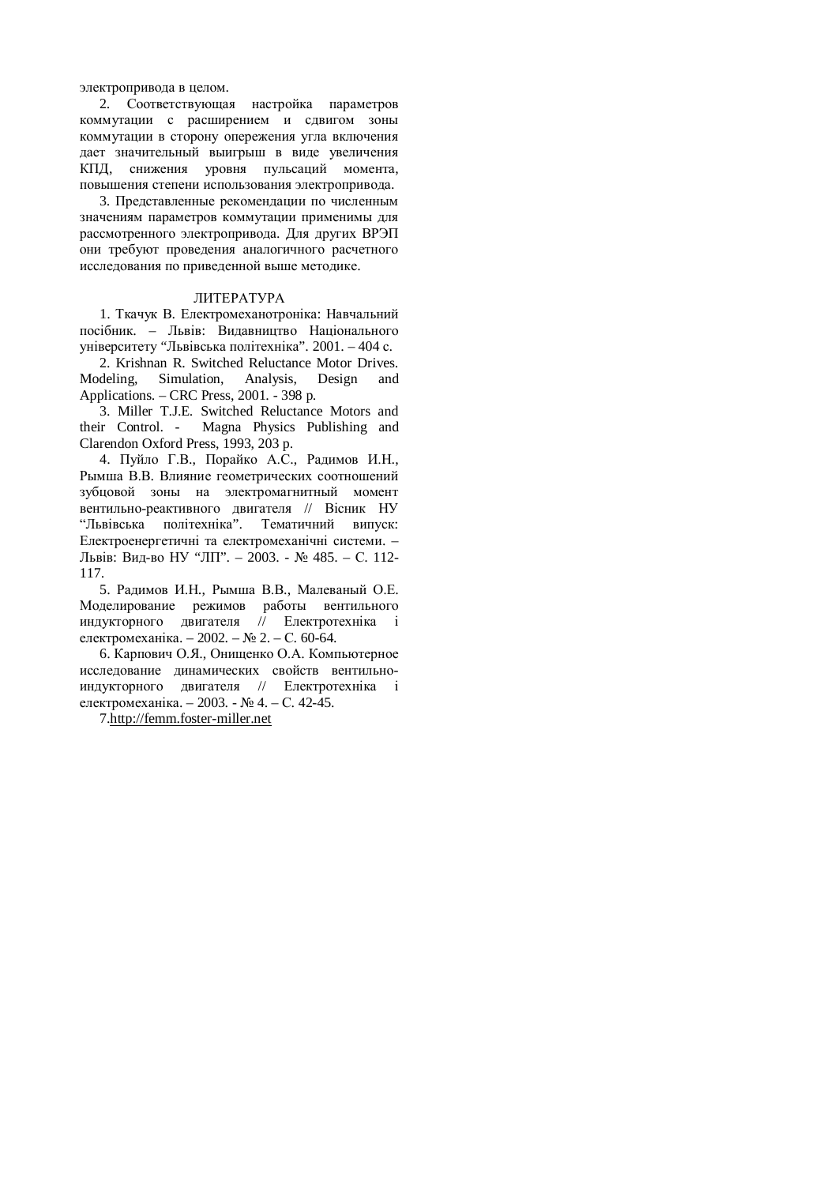электропривода в целом.

2. Соответствующая настройка параметров коммутации с расширением и сдвигом зоны коммутации в сторону опережения угла включения дает значительный выигрыш в виде увеличения КПД, снижения уровня пульсаций момента, повышения степени использования электропривода.

3. Представленные рекомендации по численным значениям параметров коммутации применимы для рассмотренного электропривода. Для других ВРЭП они требуют проведения аналогичного расчетного исследования по приведенной выше методике.

## ЛИТЕРАТУРА

1. Ткачук В. Електромеханотроніка: Навчальний посібник. – Львів: Видавництво Національного університету "Львівська політехніка". 2001. – 404 с.
2. Krishnan R. Switched Reluctance Motor Drives. Modeling, Simulation, Analysis, Design and Applications. – CRC Press, 2001. - 398 p.
3. Miller T.J.E. Switched Reluctance Motors and their Control. - Magna Physics Publishing and Clarendon Oxford Press, 1993, 203 p.
4. Пуйло Г.В., Порайко А.С., Радимов И.Н., Рымша В.В. Влияние геометрических соотношений зубцовой зоны на электромагнитный момент вентильно-реактивного двигателя // Вісник НУ "Львівська політехніка". Тематичний випуск: Електроенергетичні та електромеханічні системи. – Львів: Вид-во НУ "ЛП". – 2003. - № 485. – С. 112-117.
5. Радимов И.Н., Рымша В.В., Малеваный О.Е. Моделирование режимов работы вентильного индукторного двигателя // Електротехніка і електромеханіка. – 2002. – № 2. – С. 60-64.
6. Карпович О.Я., Онищенко О.А. Компьютерное исследование динамических свойств вентильно-индукторного двигателя // Електротехніка і електромеханіка. – 2003. - № 4. – С. 42-45.
7. http://femm.foster-miller.net